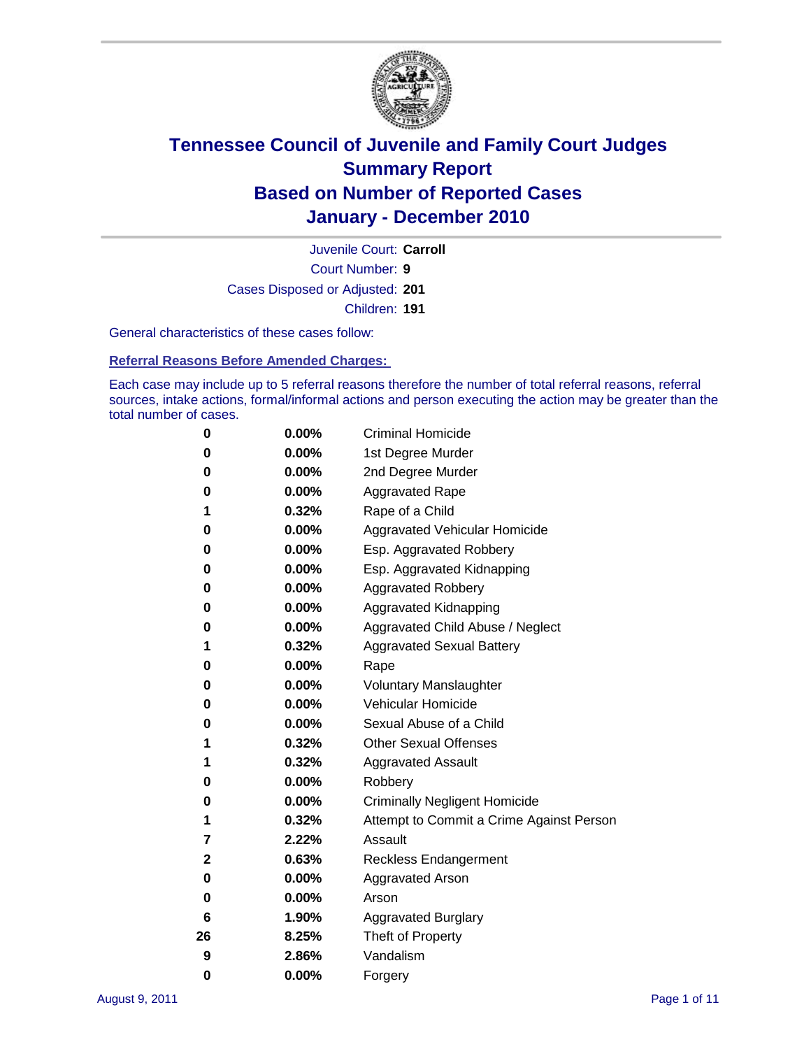# Tennessee Council of Juvenile and Family Court Judges
## Summary Report
## Based on Number of Reported Cases
## January - December 2010

Juvenile Court: **Carroll**

Court Number: **9**

Cases Disposed or Adjusted: **201**

Children: **191**

General characteristics of these cases follow:

### Referral Reasons Before Amended Charges:

Each case may include up to 5 referral reasons therefore the number of total referral reasons, referral sources, intake actions, formal/informal actions and person executing the action may be greater than the total number of cases.

| | | |
|---|---|---|
| 0 | 0.00% | Criminal Homicide |
| 0 | 0.00% | 1st Degree Murder |
| 0 | 0.00% | 2nd Degree Murder |
| 0 | 0.00% | Aggravated Rape |
| 1 | 0.32% | Rape of a Child |
| 0 | 0.00% | Aggravated Vehicular Homicide |
| 0 | 0.00% | Esp. Aggravated Robbery |
| 0 | 0.00% | Esp. Aggravated Kidnapping |
| 0 | 0.00% | Aggravated Robbery |
| 0 | 0.00% | Aggravated Kidnapping |
| 0 | 0.00% | Aggravated Child Abuse / Neglect |
| 1 | 0.32% | Aggravated Sexual Battery |
| 0 | 0.00% | Rape |
| 0 | 0.00% | Voluntary Manslaughter |
| 0 | 0.00% | Vehicular Homicide |
| 0 | 0.00% | Sexual Abuse of a Child |
| 1 | 0.32% | Other Sexual Offenses |
| 1 | 0.32% | Aggravated Assault |
| 0 | 0.00% | Robbery |
| 0 | 0.00% | Criminally Negligent Homicide |
| 1 | 0.32% | Attempt to Commit a Crime Against Person |
| 7 | 2.22% | Assault |
| 2 | 0.63% | Reckless Endangerment |
| 0 | 0.00% | Aggravated Arson |
| 0 | 0.00% | Arson |
| 6 | 1.90% | Aggravated Burglary |
| 26 | 8.25% | Theft of Property |
| 9 | 2.86% | Vandalism |
| 0 | 0.00% | Forgery |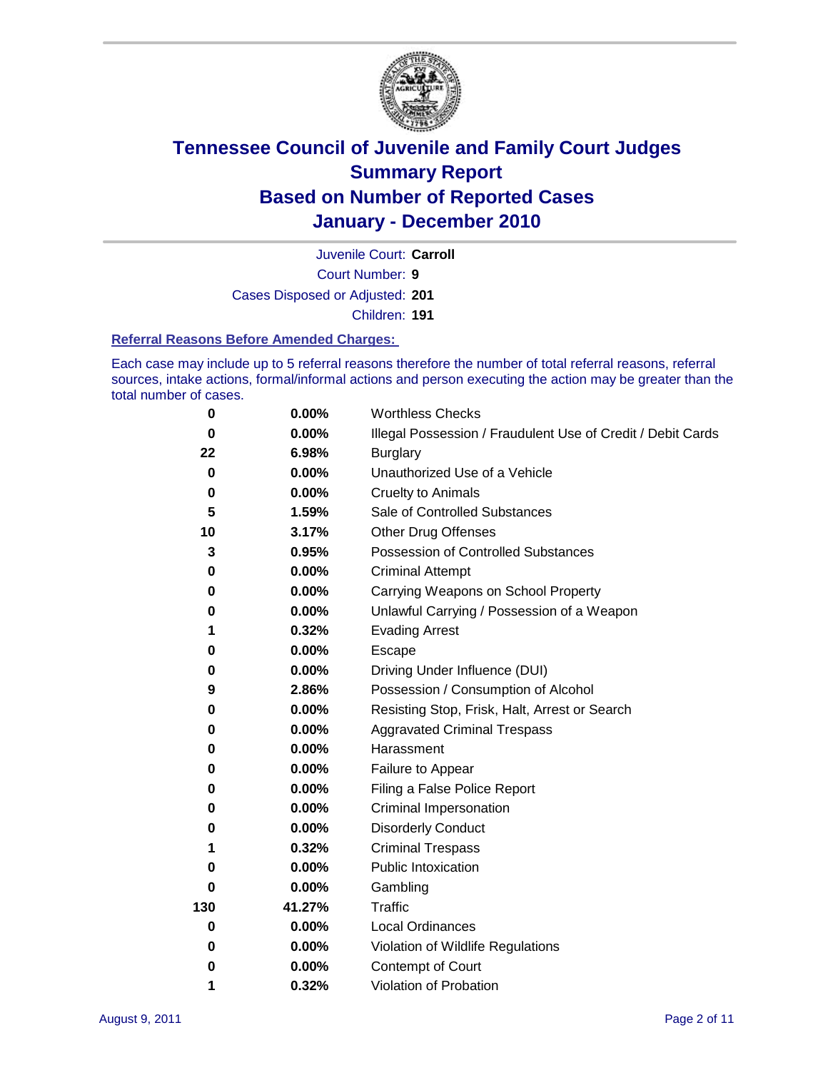# Tennessee Council of Juvenile and Family Court Judges
# Summary Report
# Based on Number of Reported Cases
# January - December 2010

Juvenile Court: **Carroll**

Court Number: **9**

Cases Disposed or Adjusted: **201**

Children: **191**

### Referral Reasons Before Amended Charges:

Each case may include up to 5 referral reasons therefore the number of total referral reasons, referral sources, intake actions, formal/informal actions and person executing the action may be greater than the total number of cases.

| | | |
|---|---|---|
| 0 | 0.00% | Worthless Checks |
| 0 | 0.00% | Illegal Possession / Fraudulent Use of Credit / Debit Cards |
| 22 | 6.98% | Burglary |
| 0 | 0.00% | Unauthorized Use of a Vehicle |
| 0 | 0.00% | Cruelty to Animals |
| 5 | 1.59% | Sale of Controlled Substances |
| 10 | 3.17% | Other Drug Offenses |
| 3 | 0.95% | Possession of Controlled Substances |
| 0 | 0.00% | Criminal Attempt |
| 0 | 0.00% | Carrying Weapons on School Property |
| 0 | 0.00% | Unlawful Carrying / Possession of a Weapon |
| 1 | 0.32% | Evading Arrest |
| 0 | 0.00% | Escape |
| 0 | 0.00% | Driving Under Influence (DUI) |
| 9 | 2.86% | Possession / Consumption of Alcohol |
| 0 | 0.00% | Resisting Stop, Frisk, Halt, Arrest or Search |
| 0 | 0.00% | Aggravated Criminal Trespass |
| 0 | 0.00% | Harassment |
| 0 | 0.00% | Failure to Appear |
| 0 | 0.00% | Filing a False Police Report |
| 0 | 0.00% | Criminal Impersonation |
| 0 | 0.00% | Disorderly Conduct |
| 1 | 0.32% | Criminal Trespass |
| 0 | 0.00% | Public Intoxication |
| 0 | 0.00% | Gambling |
| 130 | 41.27% | Traffic |
| 0 | 0.00% | Local Ordinances |
| 0 | 0.00% | Violation of Wildlife Regulations |
| 0 | 0.00% | Contempt of Court |
| 1 | 0.32% | Violation of Probation |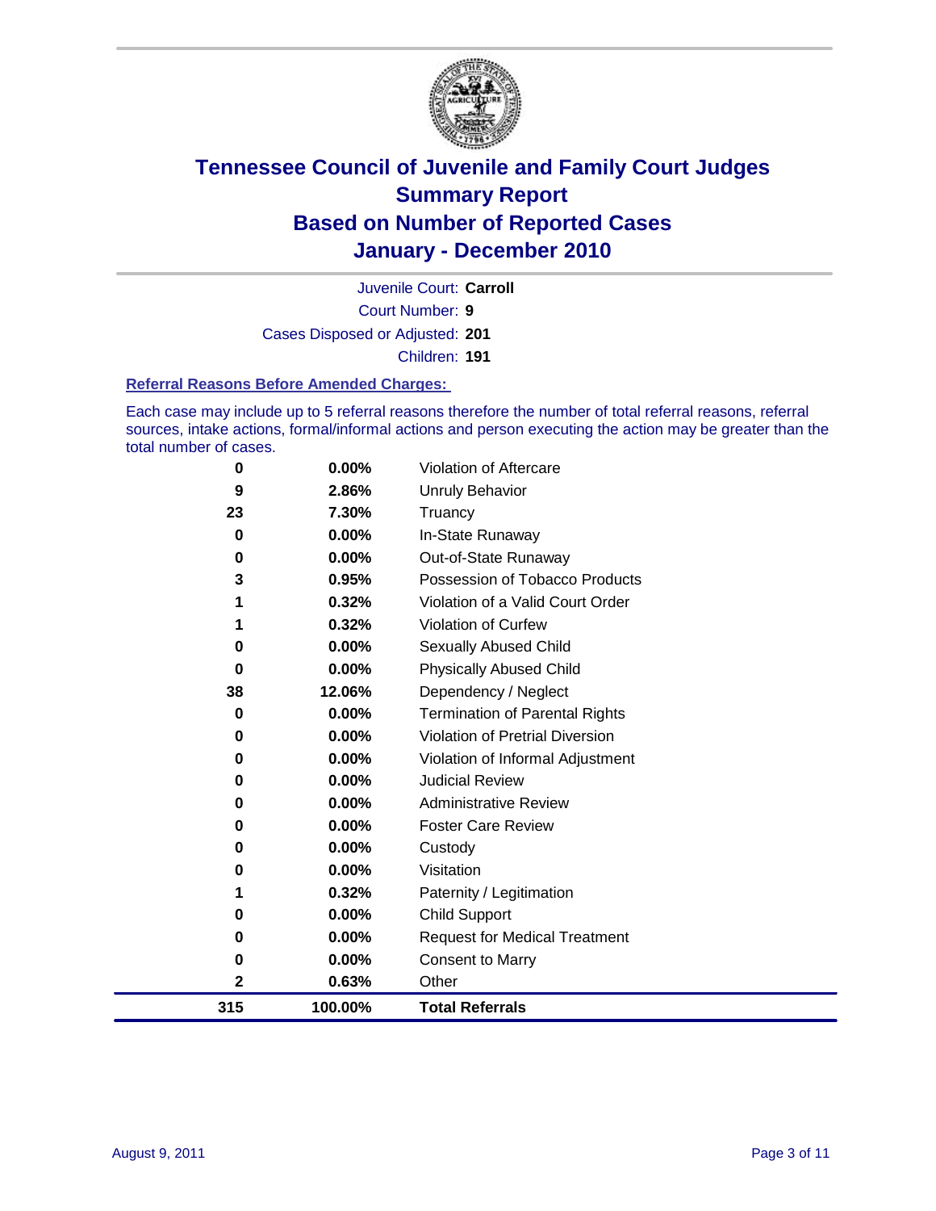# Tennessee Council of Juvenile and Family Court Judges
# Summary Report
# Based on Number of Reported Cases
# January - December 2010

Juvenile Court: **Carroll**

Court Number: **9**

Cases Disposed or Adjusted: **201**

Children: **191**

### Referral Reasons Before Amended Charges:

Each case may include up to 5 referral reasons therefore the number of total referral reasons, referral sources, intake actions, formal/informal actions and person executing the action may be greater than the total number of cases.

| | | |
|---|---|---|
| 0 | 0.00% | Violation of Aftercare |
| 9 | 2.86% | Unruly Behavior |
| 23 | 7.30% | Truancy |
| 0 | 0.00% | In-State Runaway |
| 0 | 0.00% | Out-of-State Runaway |
| 3 | 0.95% | Possession of Tobacco Products |
| 1 | 0.32% | Violation of a Valid Court Order |
| 1 | 0.32% | Violation of Curfew |
| 0 | 0.00% | Sexually Abused Child |
| 0 | 0.00% | Physically Abused Child |
| 38 | 12.06% | Dependency / Neglect |
| 0 | 0.00% | Termination of Parental Rights |
| 0 | 0.00% | Violation of Pretrial Diversion |
| 0 | 0.00% | Violation of Informal Adjustment |
| 0 | 0.00% | Judicial Review |
| 0 | 0.00% | Administrative Review |
| 0 | 0.00% | Foster Care Review |
| 0 | 0.00% | Custody |
| 0 | 0.00% | Visitation |
| 1 | 0.32% | Paternity / Legitimation |
| 0 | 0.00% | Child Support |
| 0 | 0.00% | Request for Medical Treatment |
| 0 | 0.00% | Consent to Marry |
| 2 | 0.63% | Other |
| **315** | **100.00%** | **Total Referrals** |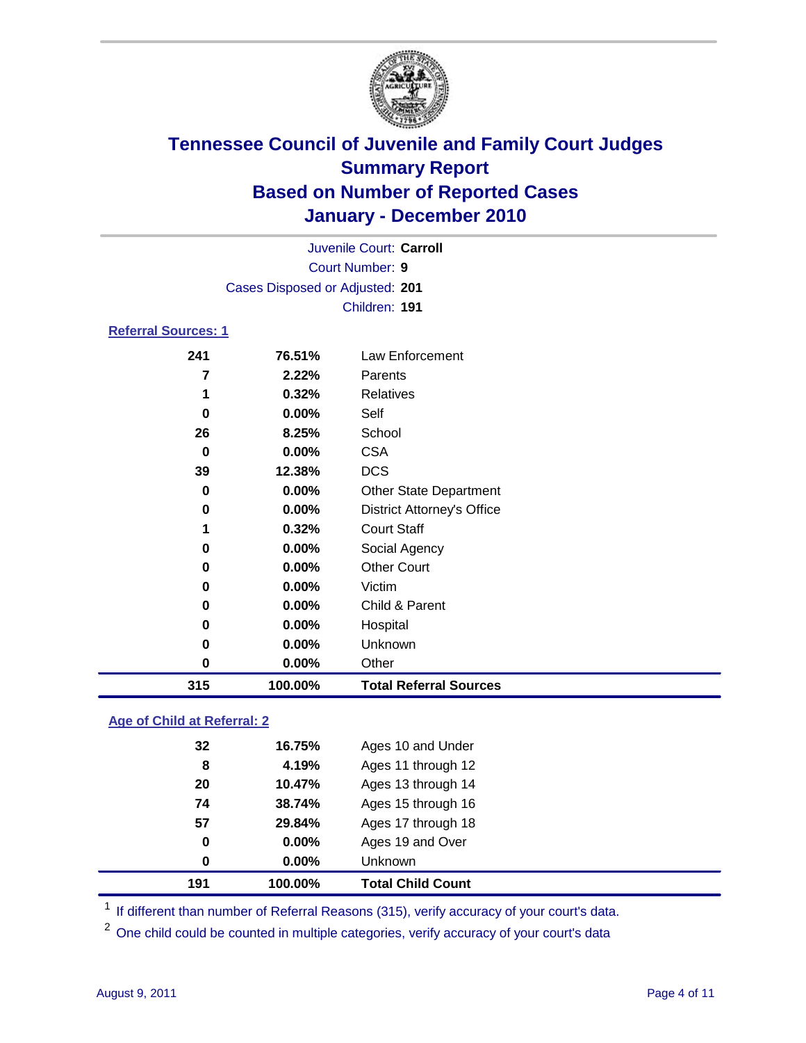# Tennessee Council of Juvenile and Family Court Judges
## Summary Report
## Based on Number of Reported Cases
## January - December 2010

Juvenile Court: **Carroll**
Court Number: **9**
Cases Disposed or Adjusted: **201**
Children: **191**

### Referral Sources: 1

| | | |
|---|---|---|
| 241 | 76.51% | Law Enforcement |
| 7 | 2.22% | Parents |
| 1 | 0.32% | Relatives |
| 0 | 0.00% | Self |
| 26 | 8.25% | School |
| 0 | 0.00% | CSA |
| 39 | 12.38% | DCS |
| 0 | 0.00% | Other State Department |
| 0 | 0.00% | District Attorney's Office |
| 1 | 0.32% | Court Staff |
| 0 | 0.00% | Social Agency |
| 0 | 0.00% | Other Court |
| 0 | 0.00% | Victim |
| 0 | 0.00% | Child & Parent |
| 0 | 0.00% | Hospital |
| 0 | 0.00% | Unknown |
| 0 | 0.00% | Other |
| **315** | **100.00%** | **Total Referral Sources** |

### Age of Child at Referral: 2

| | | |
|---|---|---|
| 32 | 16.75% | Ages 10 and Under |
| 8 | 4.19% | Ages 11 through 12 |
| 20 | 10.47% | Ages 13 through 14 |
| 74 | 38.74% | Ages 15 through 16 |
| 57 | 29.84% | Ages 17 through 18 |
| 0 | 0.00% | Ages 19 and Over |
| 0 | 0.00% | Unknown |
| **191** | **100.00%** | **Total Child Count** |

[1] If different than number of Referral Reasons (315), verify accuracy of your court's data.

[2] One child could be counted in multiple categories, verify accuracy of your court's data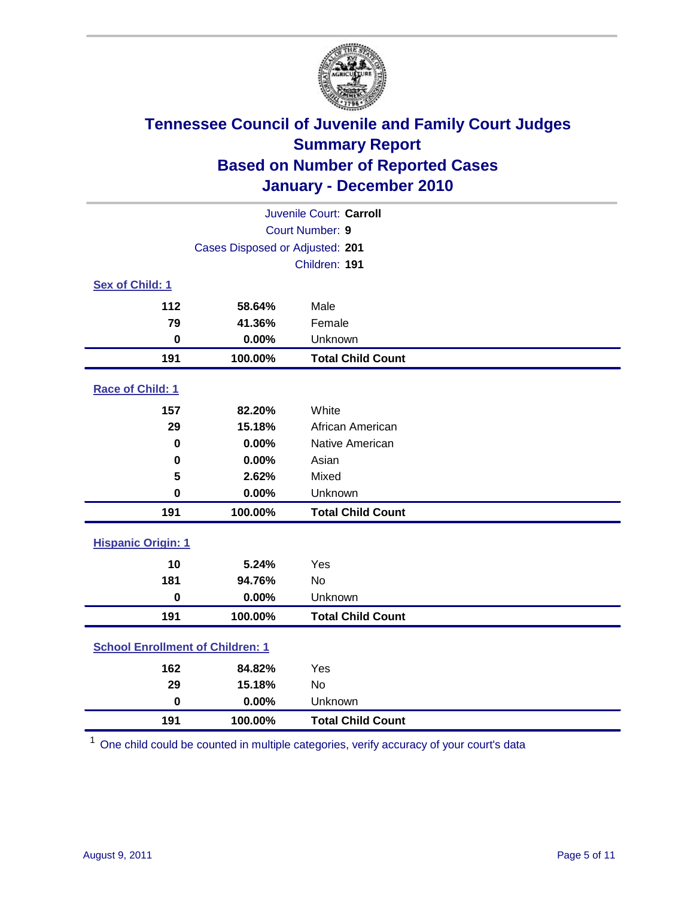# Tennessee Council of Juvenile and Family Court Judges
## Summary Report
## Based on Number of Reported Cases
## January - December 2010

Juvenile Court: **Carroll**

Court Number: **9**

Cases Disposed or Adjusted: **201**

Children: **191**

### Sex of Child: 1

| | | |
|---|---|---|
| **112** | **58.64%** | Male |
| **79** | **41.36%** | Female |
| **0** | **0.00%** | Unknown |
| **191** | **100.00%** | **Total Child Count** |

### Race of Child: 1

| | | |
|---|---|---|
| **157** | **82.20%** | White |
| **29** | **15.18%** | African American |
| **0** | **0.00%** | Native American |
| **0** | **0.00%** | Asian |
| **5** | **2.62%** | Mixed |
| **0** | **0.00%** | Unknown |
| **191** | **100.00%** | **Total Child Count** |

### Hispanic Origin: 1

| | | |
|---|---|---|
| **10** | **5.24%** | Yes |
| **181** | **94.76%** | No |
| **0** | **0.00%** | Unknown |
| **191** | **100.00%** | **Total Child Count** |

### School Enrollment of Children: 1

| | | |
|---|---|---|
| **162** | **84.82%** | Yes |
| **29** | **15.18%** | No |
| **0** | **0.00%** | Unknown |
| **191** | **100.00%** | **Total Child Count** |

[1] One child could be counted in multiple categories, verify accuracy of your court's data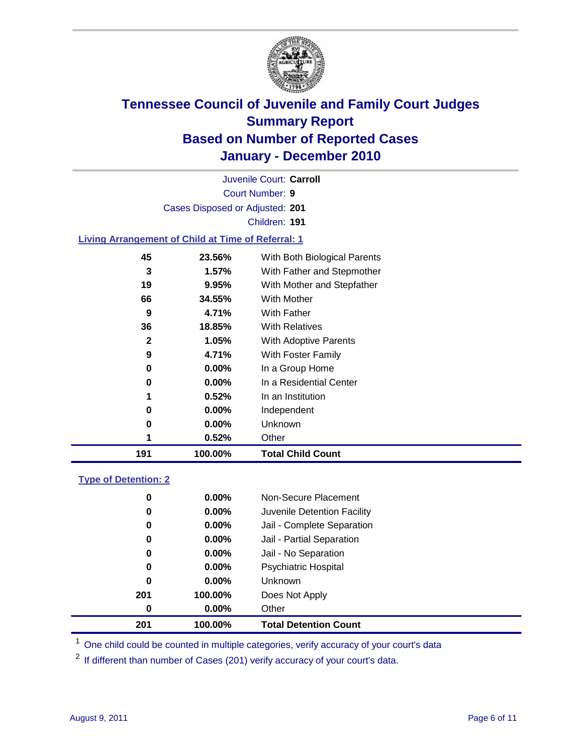# Tennessee Council of Juvenile and Family Court Judges
## Summary Report
## Based on Number of Reported Cases
## January - December 2010

Juvenile Court: **Carroll**

Court Number: **9**

Cases Disposed or Adjusted: **201**

Children: **191**

### Living Arrangement of Child at Time of Referral: 1

| | | |
|---|---|---|
| 45 | 23.56% | With Both Biological Parents |
| 3 | 1.57% | With Father and Stepmother |
| 19 | 9.95% | With Mother and Stepfather |
| 66 | 34.55% | With Mother |
| 9 | 4.71% | With Father |
| 36 | 18.85% | With Relatives |
| 2 | 1.05% | With Adoptive Parents |
| 9 | 4.71% | With Foster Family |
| 0 | 0.00% | In a Group Home |
| 0 | 0.00% | In a Residential Center |
| 1 | 0.52% | In an Institution |
| 0 | 0.00% | Independent |
| 0 | 0.00% | Unknown |
| 1 | 0.52% | Other |
| **191** | **100.00%** | **Total Child Count** |

### Type of Detention: 2

| | | |
|---|---|---|
| 0 | 0.00% | Non-Secure Placement |
| 0 | 0.00% | Juvenile Detention Facility |
| 0 | 0.00% | Jail - Complete Separation |
| 0 | 0.00% | Jail - Partial Separation |
| 0 | 0.00% | Jail - No Separation |
| 0 | 0.00% | Psychiatric Hospital |
| 0 | 0.00% | Unknown |
| 201 | 100.00% | Does Not Apply |
| 0 | 0.00% | Other |
| **201** | **100.00%** | **Total Detention Count** |

[1] One child could be counted in multiple categories, verify accuracy of your court's data

[2] If different than number of Cases (201) verify accuracy of your court's data.

August 9, 2011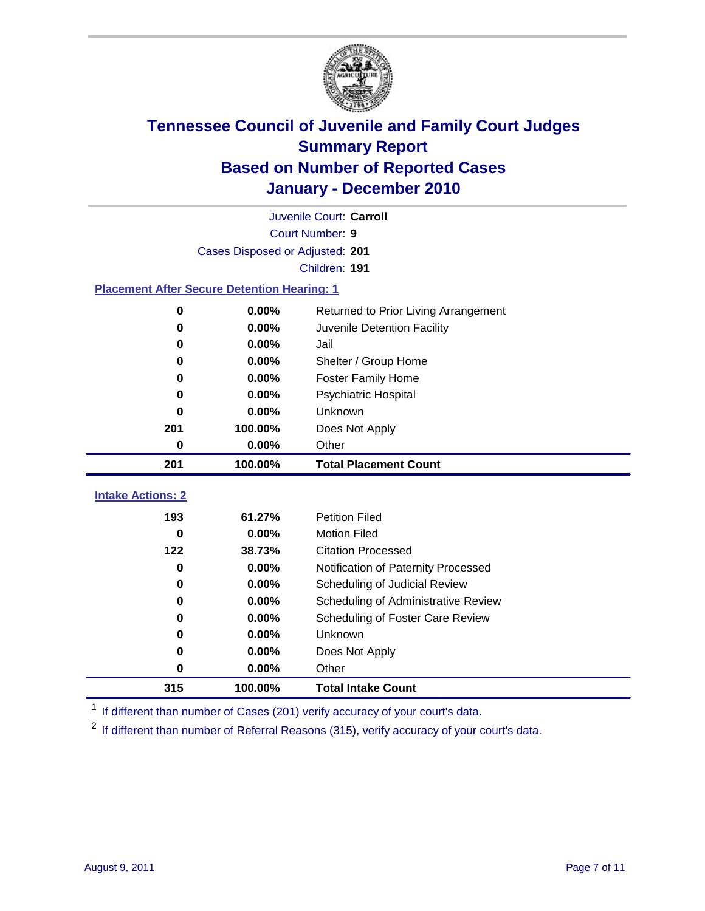# Tennessee Council of Juvenile and Family Court Judges
## Summary Report
## Based on Number of Reported Cases
## January - December 2010

Juvenile Court: **Carroll**

Court Number: **9**

Cases Disposed or Adjusted: **201**

Children: **191**

### Placement After Secure Detention Hearing: 1

| | | |
|---|---|---|
| 0 | 0.00% | Returned to Prior Living Arrangement |
| 0 | 0.00% | Juvenile Detention Facility |
| 0 | 0.00% | Jail |
| 0 | 0.00% | Shelter / Group Home |
| 0 | 0.00% | Foster Family Home |
| 0 | 0.00% | Psychiatric Hospital |
| 0 | 0.00% | Unknown |
| 201 | 100.00% | Does Not Apply |
| 0 | 0.00% | Other |
| **201** | **100.00%** | **Total Placement Count** |

### Intake Actions: 2

| | | |
|---|---|---|
| 193 | 61.27% | Petition Filed |
| 0 | 0.00% | Motion Filed |
| 122 | 38.73% | Citation Processed |
| 0 | 0.00% | Notification of Paternity Processed |
| 0 | 0.00% | Scheduling of Judicial Review |
| 0 | 0.00% | Scheduling of Administrative Review |
| 0 | 0.00% | Scheduling of Foster Care Review |
| 0 | 0.00% | Unknown |
| 0 | 0.00% | Does Not Apply |
| 0 | 0.00% | Other |
| **315** | **100.00%** | **Total Intake Count** |

[1] If different than number of Cases (201) verify accuracy of your court's data.

[2] If different than number of Referral Reasons (315), verify accuracy of your court's data.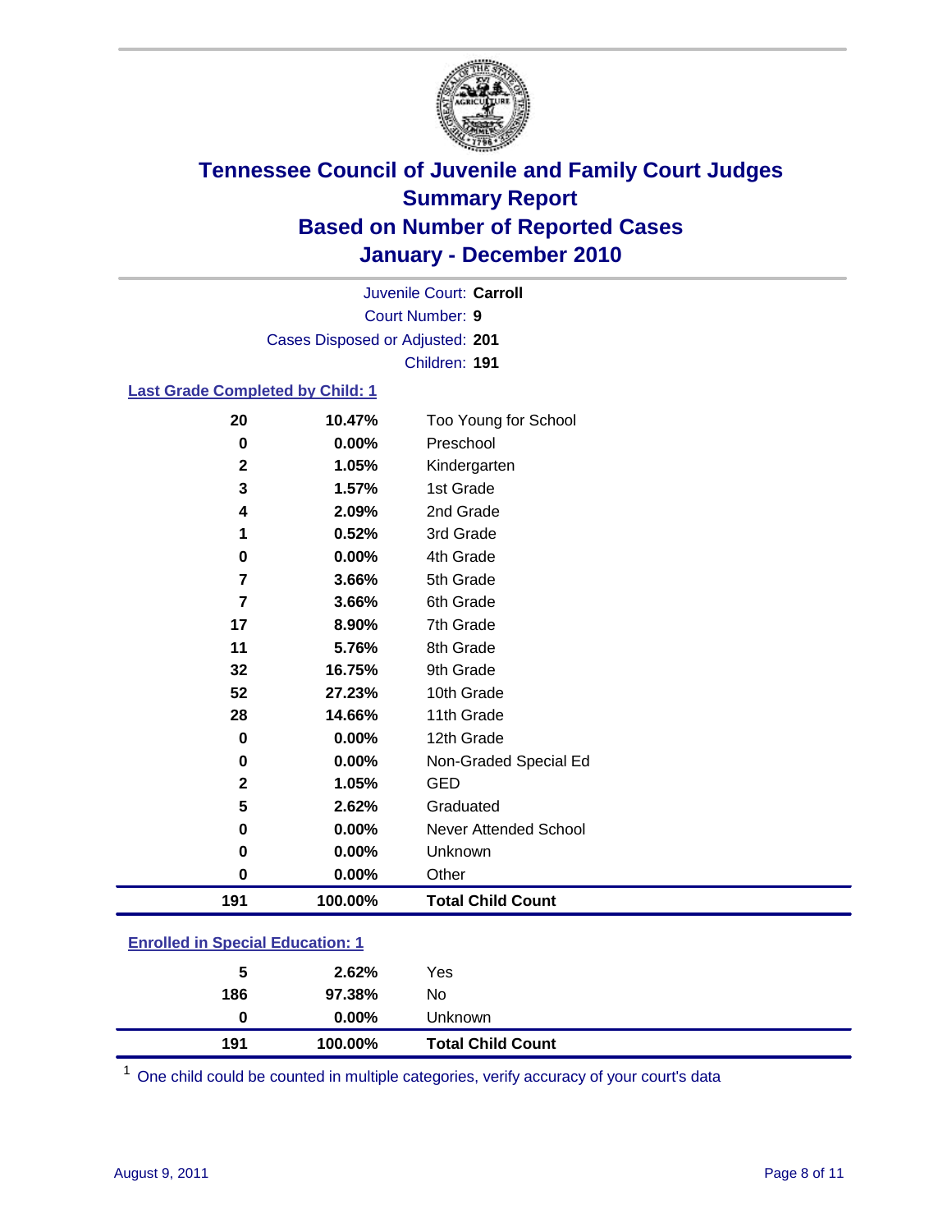# Tennessee Council of Juvenile and Family Court Judges
## Summary Report
## Based on Number of Reported Cases
## January - December 2010

Juvenile Court: **Carroll**
Court Number: **9**
Cases Disposed or Adjusted: **201**
Children: **191**

### Last Grade Completed by Child: 1

| Count | Percent | Category |
|---|---|---|
| 20 | 10.47% | Too Young for School |
| 0 | 0.00% | Preschool |
| 2 | 1.05% | Kindergarten |
| 3 | 1.57% | 1st Grade |
| 4 | 2.09% | 2nd Grade |
| 1 | 0.52% | 3rd Grade |
| 0 | 0.00% | 4th Grade |
| 7 | 3.66% | 5th Grade |
| 7 | 3.66% | 6th Grade |
| 17 | 8.90% | 7th Grade |
| 11 | 5.76% | 8th Grade |
| 32 | 16.75% | 9th Grade |
| 52 | 27.23% | 10th Grade |
| 28 | 14.66% | 11th Grade |
| 0 | 0.00% | 12th Grade |
| 0 | 0.00% | Non-Graded Special Ed |
| 2 | 1.05% | GED |
| 5 | 2.62% | Graduated |
| 0 | 0.00% | Never Attended School |
| 0 | 0.00% | Unknown |
| 0 | 0.00% | Other |
| **191** | **100.00%** | **Total Child Count** |

### Enrolled in Special Education: 1

| Count | Percent | Category |
|---|---|---|
| 5 | 2.62% | Yes |
| 186 | 97.38% | No |
| 0 | 0.00% | Unknown |
| **191** | **100.00%** | **Total Child Count** |

[1] One child could be counted in multiple categories, verify accuracy of your court's data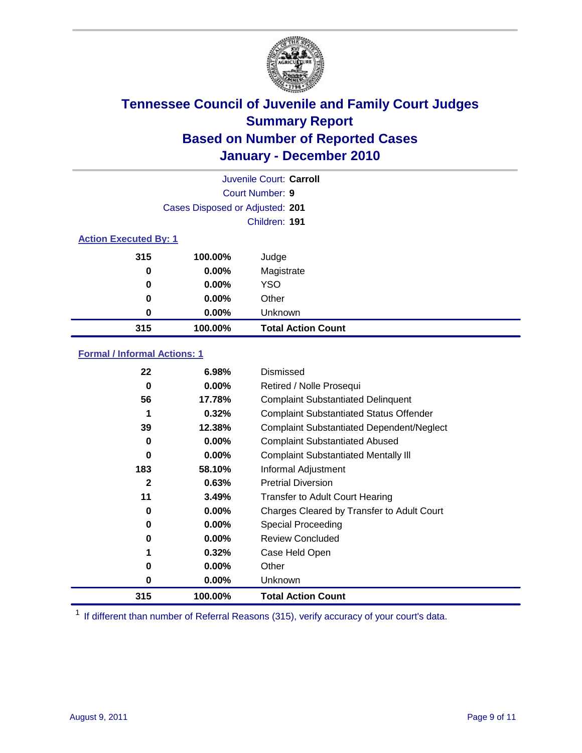# Tennessee Council of Juvenile and Family Court Judges
## Summary Report
## Based on Number of Reported Cases
## January - December 2010

Juvenile Court: **Carroll**

Court Number: **9**

Cases Disposed or Adjusted: **201**

Children: **191**

### Action Executed By: 1

| | | |
|---|---|---|
| 315 | 100.00% | Judge |
| 0 | 0.00% | Magistrate |
| 0 | 0.00% | YSO |
| 0 | 0.00% | Other |
| 0 | 0.00% | Unknown |
| **315** | **100.00%** | **Total Action Count** |

### Formal / Informal Actions: 1

| | | |
|---|---|---|
| 22 | 6.98% | Dismissed |
| 0 | 0.00% | Retired / Nolle Prosequi |
| 56 | 17.78% | Complaint Substantiated Delinquent |
| 1 | 0.32% | Complaint Substantiated Status Offender |
| 39 | 12.38% | Complaint Substantiated Dependent/Neglect |
| 0 | 0.00% | Complaint Substantiated Abused |
| 0 | 0.00% | Complaint Substantiated Mentally Ill |
| 183 | 58.10% | Informal Adjustment |
| 2 | 0.63% | Pretrial Diversion |
| 11 | 3.49% | Transfer to Adult Court Hearing |
| 0 | 0.00% | Charges Cleared by Transfer to Adult Court |
| 0 | 0.00% | Special Proceeding |
| 0 | 0.00% | Review Concluded |
| 1 | 0.32% | Case Held Open |
| 0 | 0.00% | Other |
| 0 | 0.00% | Unknown |
| **315** | **100.00%** | **Total Action Count** |

[1] If different than number of Referral Reasons (315), verify accuracy of your court's data.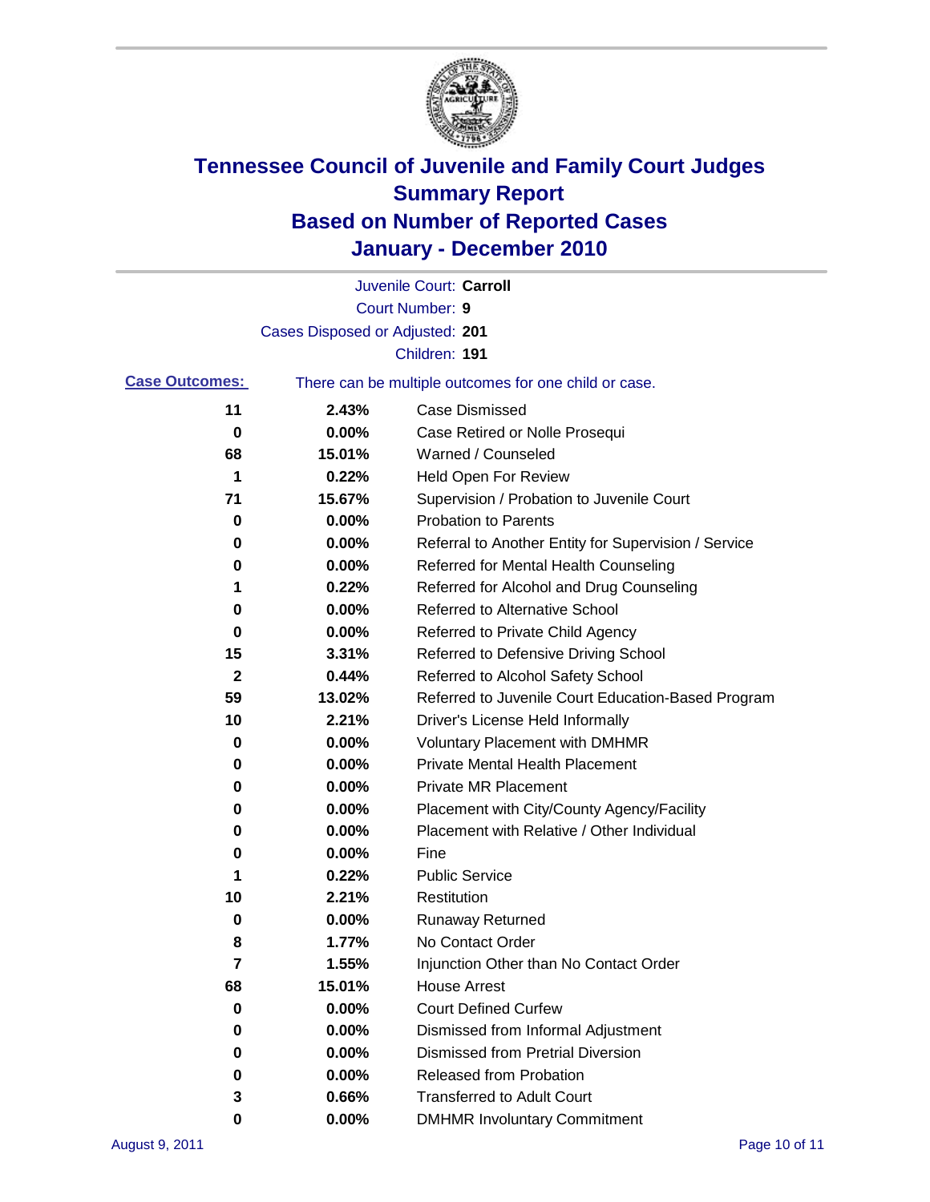# Tennessee Council of Juvenile and Family Court Judges
## Summary Report
## Based on Number of Reported Cases
## January - December 2010

Juvenile Court: **Carroll**

Court Number: **9**

Cases Disposed or Adjusted: **201**

Children: **191**

**Case Outcomes:** There can be multiple outcomes for one child or case.

| | | |
|---|---|---|
| 11 | 2.43% | Case Dismissed |
| 0 | 0.00% | Case Retired or Nolle Prosequi |
| 68 | 15.01% | Warned / Counseled |
| 1 | 0.22% | Held Open For Review |
| 71 | 15.67% | Supervision / Probation to Juvenile Court |
| 0 | 0.00% | Probation to Parents |
| 0 | 0.00% | Referral to Another Entity for Supervision / Service |
| 0 | 0.00% | Referred for Mental Health Counseling |
| 1 | 0.22% | Referred for Alcohol and Drug Counseling |
| 0 | 0.00% | Referred to Alternative School |
| 0 | 0.00% | Referred to Private Child Agency |
| 15 | 3.31% | Referred to Defensive Driving School |
| 2 | 0.44% | Referred to Alcohol Safety School |
| 59 | 13.02% | Referred to Juvenile Court Education-Based Program |
| 10 | 2.21% | Driver's License Held Informally |
| 0 | 0.00% | Voluntary Placement with DMHMR |
| 0 | 0.00% | Private Mental Health Placement |
| 0 | 0.00% | Private MR Placement |
| 0 | 0.00% | Placement with City/County Agency/Facility |
| 0 | 0.00% | Placement with Relative / Other Individual |
| 0 | 0.00% | Fine |
| 1 | 0.22% | Public Service |
| 10 | 2.21% | Restitution |
| 0 | 0.00% | Runaway Returned |
| 8 | 1.77% | No Contact Order |
| 7 | 1.55% | Injunction Other than No Contact Order |
| 68 | 15.01% | House Arrest |
| 0 | 0.00% | Court Defined Curfew |
| 0 | 0.00% | Dismissed from Informal Adjustment |
| 0 | 0.00% | Dismissed from Pretrial Diversion |
| 0 | 0.00% | Released from Probation |
| 3 | 0.66% | Transferred to Adult Court |
| 0 | 0.00% | DMHMR Involuntary Commitment |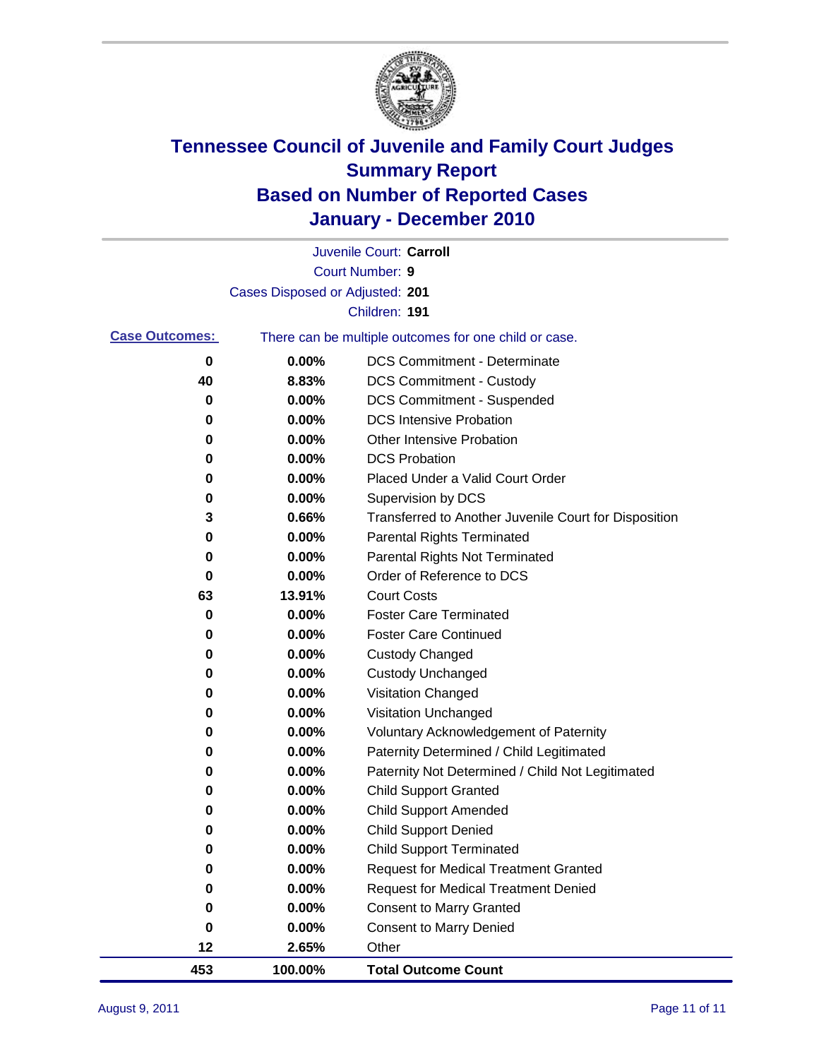# Tennessee Council of Juvenile and Family Court Judges
# Summary Report
# Based on Number of Reported Cases
# January - December 2010

Juvenile Court: **Carroll**

Court Number: **9**

Cases Disposed or Adjusted: **201**

Children: **191**

**Case Outcomes:** There can be multiple outcomes for one child or case.

| | | |
|---|---|---|
| 0 | 0.00% | DCS Commitment - Determinate |
| 40 | 8.83% | DCS Commitment - Custody |
| 0 | 0.00% | DCS Commitment - Suspended |
| 0 | 0.00% | DCS Intensive Probation |
| 0 | 0.00% | Other Intensive Probation |
| 0 | 0.00% | DCS Probation |
| 0 | 0.00% | Placed Under a Valid Court Order |
| 0 | 0.00% | Supervision by DCS |
| 3 | 0.66% | Transferred to Another Juvenile Court for Disposition |
| 0 | 0.00% | Parental Rights Terminated |
| 0 | 0.00% | Parental Rights Not Terminated |
| 0 | 0.00% | Order of Reference to DCS |
| 63 | 13.91% | Court Costs |
| 0 | 0.00% | Foster Care Terminated |
| 0 | 0.00% | Foster Care Continued |
| 0 | 0.00% | Custody Changed |
| 0 | 0.00% | Custody Unchanged |
| 0 | 0.00% | Visitation Changed |
| 0 | 0.00% | Visitation Unchanged |
| 0 | 0.00% | Voluntary Acknowledgement of Paternity |
| 0 | 0.00% | Paternity Determined / Child Legitimated |
| 0 | 0.00% | Paternity Not Determined / Child Not Legitimated |
| 0 | 0.00% | Child Support Granted |
| 0 | 0.00% | Child Support Amended |
| 0 | 0.00% | Child Support Denied |
| 0 | 0.00% | Child Support Terminated |
| 0 | 0.00% | Request for Medical Treatment Granted |
| 0 | 0.00% | Request for Medical Treatment Denied |
| 0 | 0.00% | Consent to Marry Granted |
| 0 | 0.00% | Consent to Marry Denied |
| 12 | 2.65% | Other |
| **453** | **100.00%** | **Total Outcome Count** |